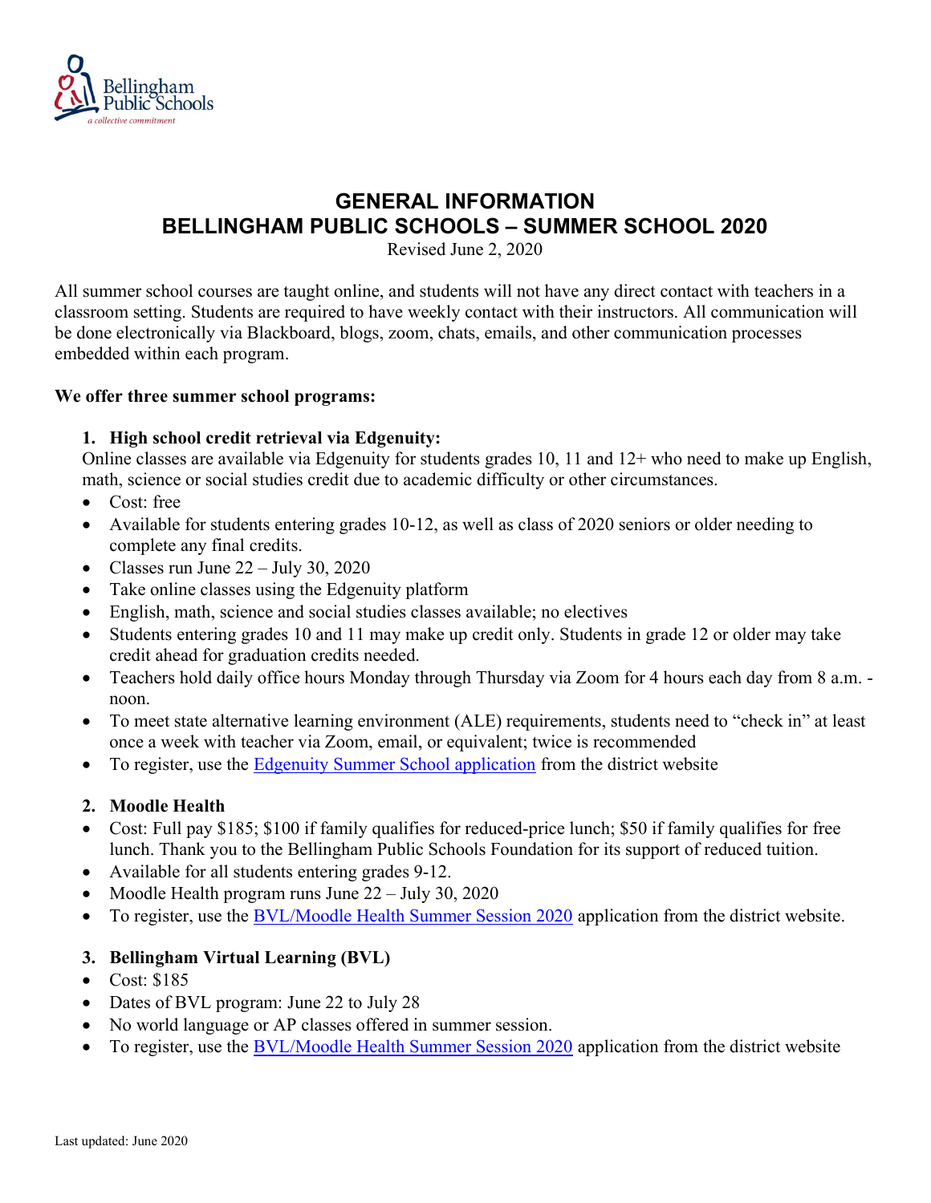# GENERAL INFORMATION
# BELLINGHAM PUBLIC SCHOOLS – SUMMER SCHOOL 2020

Revised June 2, 2020

All summer school courses are taught online, and students will not have any direct contact with teachers in a classroom setting. Students are required to have weekly contact with their instructors. All communication will be done electronically via Blackboard, blogs, zoom, chats, emails, and other communication processes embedded within each program.

**We offer three summer school programs:**

1. **High school credit retrieval via Edgenuity:**
   Online classes are available via Edgenuity for students grades 10, 11 and 12+ who need to make up English, math, science or social studies credit due to academic difficulty or other circumstances.
   - Cost: free
   - Available for students entering grades 10-12, as well as class of 2020 seniors or older needing to complete any final credits.
   - Classes run June 22 – July 30, 2020
   - Take online classes using the Edgenuity platform
   - English, math, science and social studies classes available; no electives
   - Students entering grades 10 and 11 may make up credit only. Students in grade 12 or older may take credit ahead for graduation credits needed.
   - Teachers hold daily office hours Monday through Thursday via Zoom for 4 hours each day from 8 a.m. - noon.
   - To meet state alternative learning environment (ALE) requirements, students need to "check in" at least once a week with teacher via Zoom, email, or equivalent; twice is recommended
   - To register, use the Edgenuity Summer School application from the district website

2. **Moodle Health**
   - Cost: Full pay $185; $100 if family qualifies for reduced-price lunch; $50 if family qualifies for free lunch. Thank you to the Bellingham Public Schools Foundation for its support of reduced tuition.
   - Available for all students entering grades 9-12.
   - Moodle Health program runs June 22 – July 30, 2020
   - To register, use the BVL/Moodle Health Summer Session 2020 application from the district website.

3. **Bellingham Virtual Learning (BVL)**
   - Cost: $185
   - Dates of BVL program: June 22 to July 28
   - No world language or AP classes offered in summer session.
   - To register, use the BVL/Moodle Health Summer Session 2020 application from the district website

Last updated: June 2020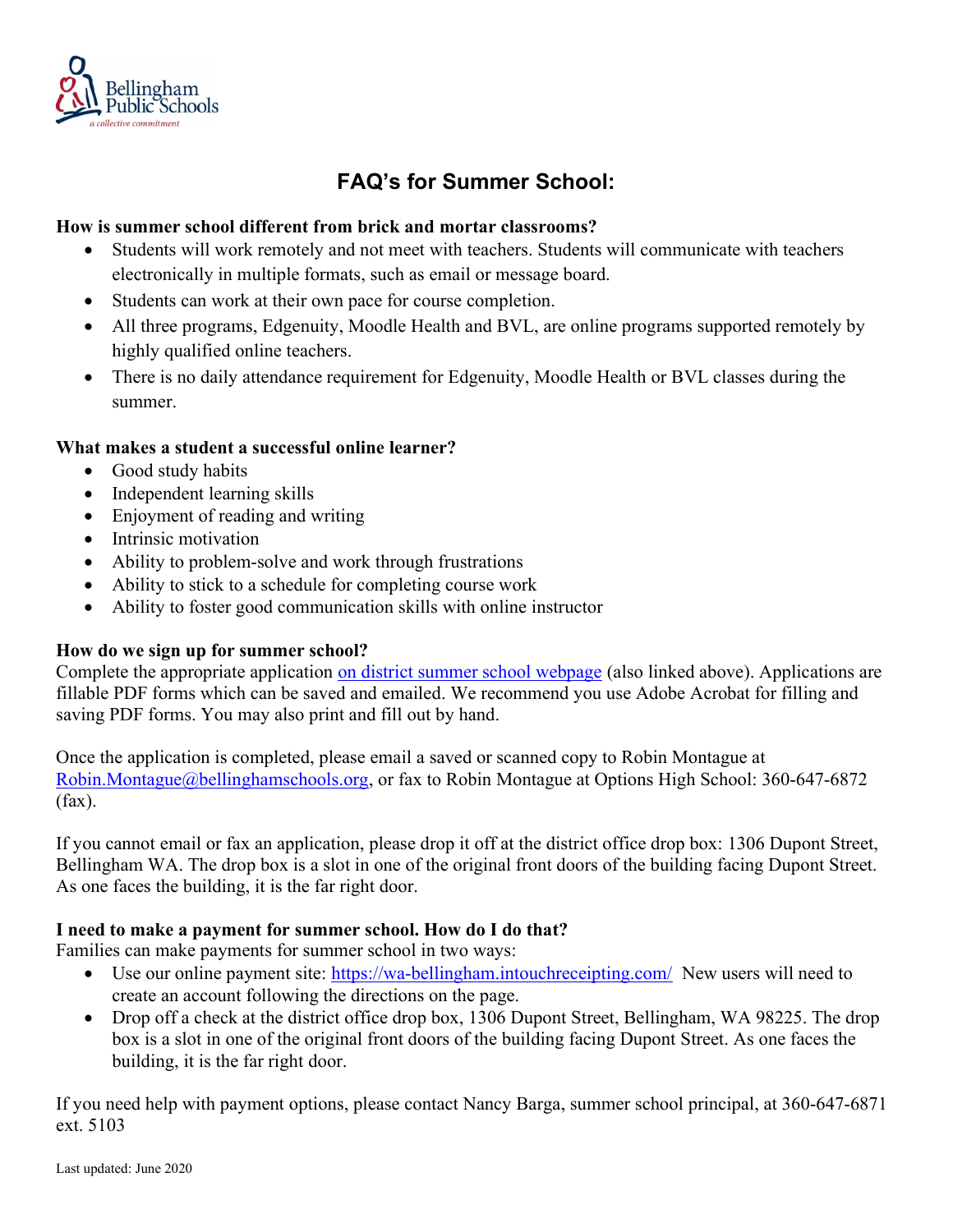# FAQ's for Summer School:

**How is summer school different from brick and mortar classrooms?**

- Students will work remotely and not meet with teachers. Students will communicate with teachers electronically in multiple formats, such as email or message board.
- Students can work at their own pace for course completion.
- All three programs, Edgenuity, Moodle Health and BVL, are online programs supported remotely by highly qualified online teachers.
- There is no daily attendance requirement for Edgenuity, Moodle Health or BVL classes during the summer.

**What makes a student a successful online learner?**

- Good study habits
- Independent learning skills
- Enjoyment of reading and writing
- Intrinsic motivation
- Ability to problem-solve and work through frustrations
- Ability to stick to a schedule for completing course work
- Ability to foster good communication skills with online instructor

**How do we sign up for summer school?**

Complete the appropriate application [on district summer school webpage](on district summer school webpage) (also linked above). Applications are fillable PDF forms which can be saved and emailed. We recommend you use Adobe Acrobat for filling and saving PDF forms. You may also print and fill out by hand.

Once the application is completed, please email a saved or scanned copy to Robin Montague at Robin.Montague@bellinghamschools.org, or fax to Robin Montague at Options High School: 360-647-6872 (fax).

If you cannot email or fax an application, please drop it off at the district office drop box: 1306 Dupont Street, Bellingham WA. The drop box is a slot in one of the original front doors of the building facing Dupont Street. As one faces the building, it is the far right door.

**I need to make a payment for summer school. How do I do that?**

Families can make payments for summer school in two ways:

- Use our online payment site: https://wa-bellingham.intouchreceipting.com/ New users will need to create an account following the directions on the page.
- Drop off a check at the district office drop box, 1306 Dupont Street, Bellingham, WA 98225. The drop box is a slot in one of the original front doors of the building facing Dupont Street. As one faces the building, it is the far right door.

If you need help with payment options, please contact Nancy Barga, summer school principal, at 360-647-6871 ext. 5103

Last updated: June 2020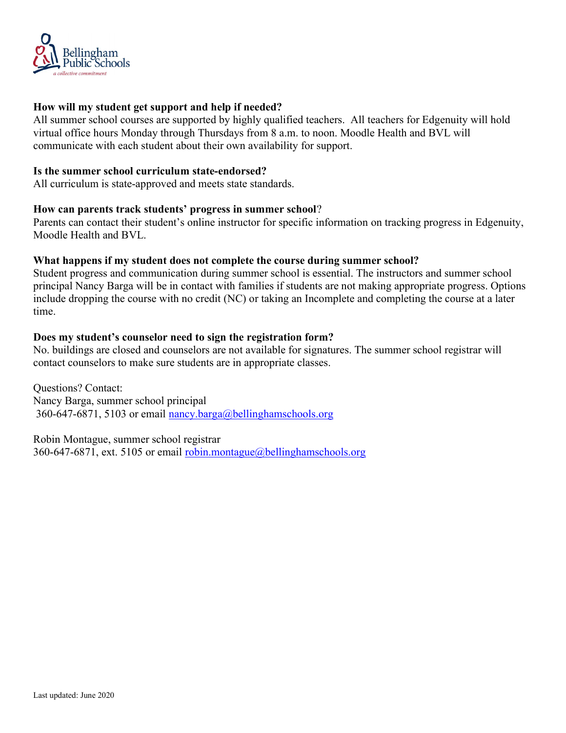**How will my student get support and help if needed?**
All summer school courses are supported by highly qualified teachers. All teachers for Edgenuity will hold virtual office hours Monday through Thursdays from 8 a.m. to noon. Moodle Health and BVL will communicate with each student about their own availability for support.

**Is the summer school curriculum state-endorsed?**
All curriculum is state-approved and meets state standards.

**How can parents track students' progress in summer school**?
Parents can contact their student's online instructor for specific information on tracking progress in Edgenuity, Moodle Health and BVL.

**What happens if my student does not complete the course during summer school?**
Student progress and communication during summer school is essential. The instructors and summer school principal Nancy Barga will be in contact with families if students are not making appropriate progress. Options include dropping the course with no credit (NC) or taking an Incomplete and completing the course at a later time.

**Does my student's counselor need to sign the registration form?**
No. buildings are closed and counselors are not available for signatures. The summer school registrar will contact counselors to make sure students are in appropriate classes.

Questions? Contact:
Nancy Barga, summer school principal
360-647-6871, 5103 or email nancy.barga@bellinghamschools.org

Robin Montague, summer school registrar
360-647-6871, ext. 5105 or email robin.montague@bellinghamschools.org

Last updated: June 2020